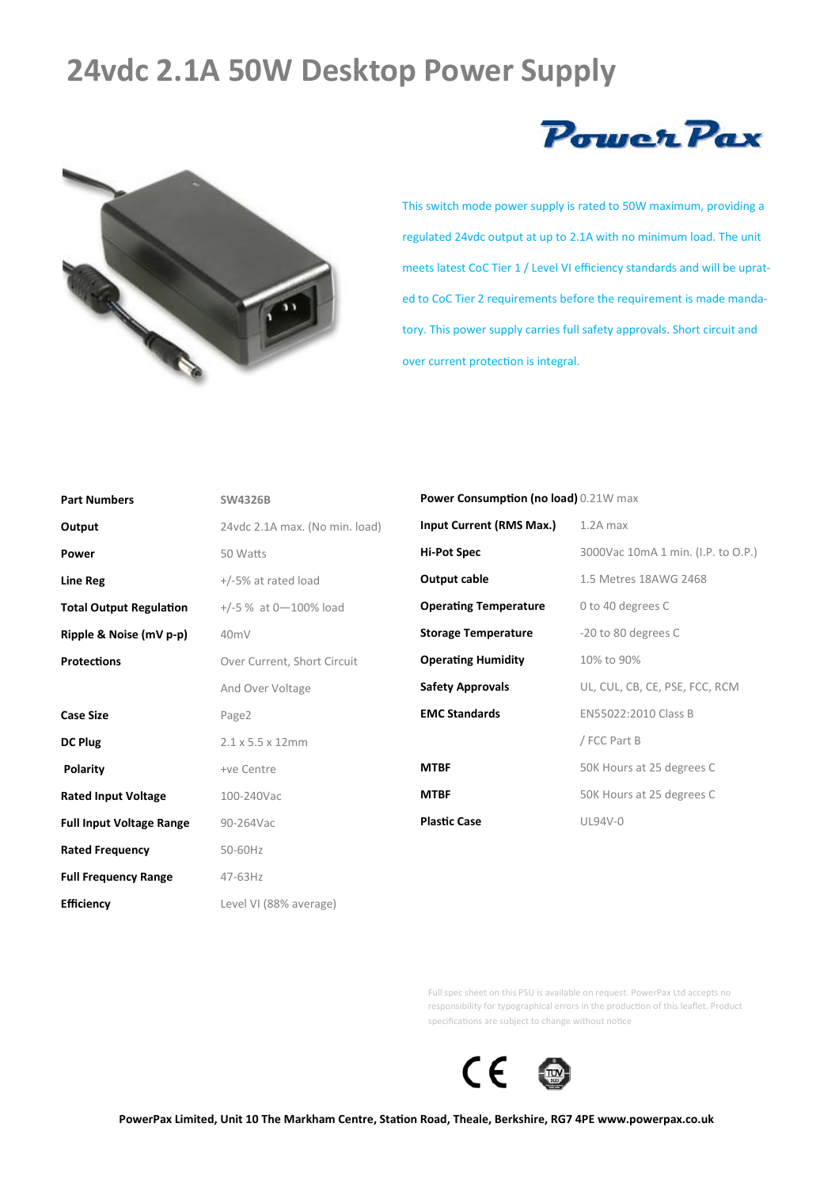# 24vdc 2.1A 50W Desktop Power Supply

PowerPax

This switch mode power supply is rated to 50W maximum, providing a regulated 24vdc output at up to 2.1A with no minimum load. The unit meets latest CoC Tier 1 / Level VI efficiency standards and will be uprated to CoC Tier 2 requirements before the requirement is made mandatory. This power supply carries full safety approvals. Short circuit and over current protection is integral.

| | |
|---|---|
| **Part Numbers** | SW4326B |
| **Output** | 24vdc 2.1A max. (No min. load) |
| **Power** | 50 Watts |
| **Line Reg** | +/-5% at rated load |
| **Total Output Regulation** | +/-5 % at 0—100% load |
| **Ripple & Noise (mV p-p)** | 40mV |
| **Protections** | Over Current, Short Circuit And Over Voltage |
| **Case Size** | Page2 |
| **DC Plug** | 2.1 x 5.5 x 12mm |
| **Polarity** | +ve Centre |
| **Rated Input Voltage** | 100-240Vac |
| **Full Input Voltage Range** | 90-264Vac |
| **Rated Frequency** | 50-60Hz |
| **Full Frequency Range** | 47-63Hz |
| **Efficiency** | Level VI (88% average) |

| | |
|---|---|
| **Power Consumption (no load)** | 0.21W max |
| **Input Current (RMS Max.)** | 1.2A max |
| **Hi-Pot Spec** | 3000Vac 10mA 1 min. (I.P. to O.P.) |
| **Output cable** | 1.5 Metres 18AWG 2468 |
| **Operating Temperature** | 0 to 40 degrees C |
| **Storage Temperature** | -20 to 80 degrees C |
| **Operating Humidity** | 10% to 90% |
| **Safety Approvals** | UL, CUL, CB, CE, PSE, FCC, RCM |
| **EMC Standards** | EN55022:2010 Class B / FCC Part B |
| **MTBF** | 50K Hours at 25 degrees C |
| **MTBF** | 50K Hours at 25 degrees C |
| **Plastic Case** | UL94V-0 |

Full spec sheet on this PSU is available on request. PowerPax Ltd accepts no responsibility for typographical errors in the production of this leaflet. Product specifications are subject to change without notice

**PowerPax Limited, Unit 10 The Markham Centre, Station Road, Theale, Berkshire, RG7 4PE www.powerpax.co.uk**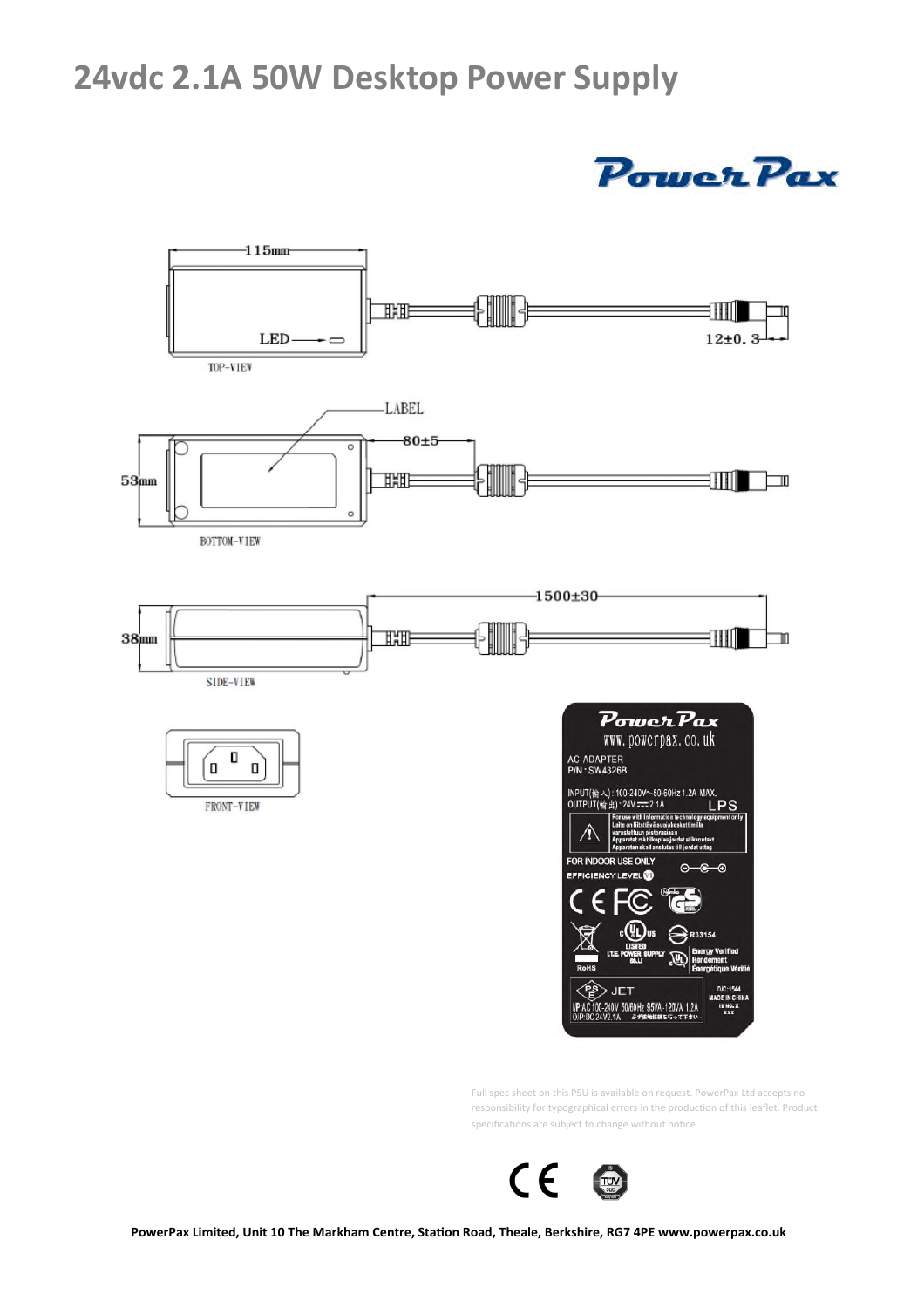# 24vdc 2.1A 50W Desktop Power Supply

PowerPax

115mm

LED

12±0.3

TOP-VIEW

LABEL

80±5

53mm

BOTTOM-VIEW

1500±30

38mm

SIDE-VIEW

FRONT-VIEW

PowerPax
www.powerpax.co.uk
AC ADAPTER
P/N : SW4326B
INPUT(輸入) : 100-240V~ 50-60Hz 1.2A MAX.
OUTPUT(輸出) : 24V ⎓ 2.1A
LPS
For use with information technology equipment only
FOR INDOOR USE ONLY
EFFICIENCY LEVEL VI
R33154
LISTED
I.T.E. POWER SUPPLY
RoHS
Energy Verified
Rendement
Énergétique Vérifié
JET
I/P:AC 100-240V 50/60Hz 95VA -120VA 1.2A
O/P:DC 24V 2.1A
DC:1544
MADE IN CHINA

Full spec sheet on this PSU is available on request. PowerPax Ltd accepts no responsibility for typographical errors in the production of this leaflet. Product specifications are subject to change without notice

**PowerPax Limited, Unit 10 The Markham Centre, Station Road, Theale, Berkshire, RG7 4PE www.powerpax.co.uk**